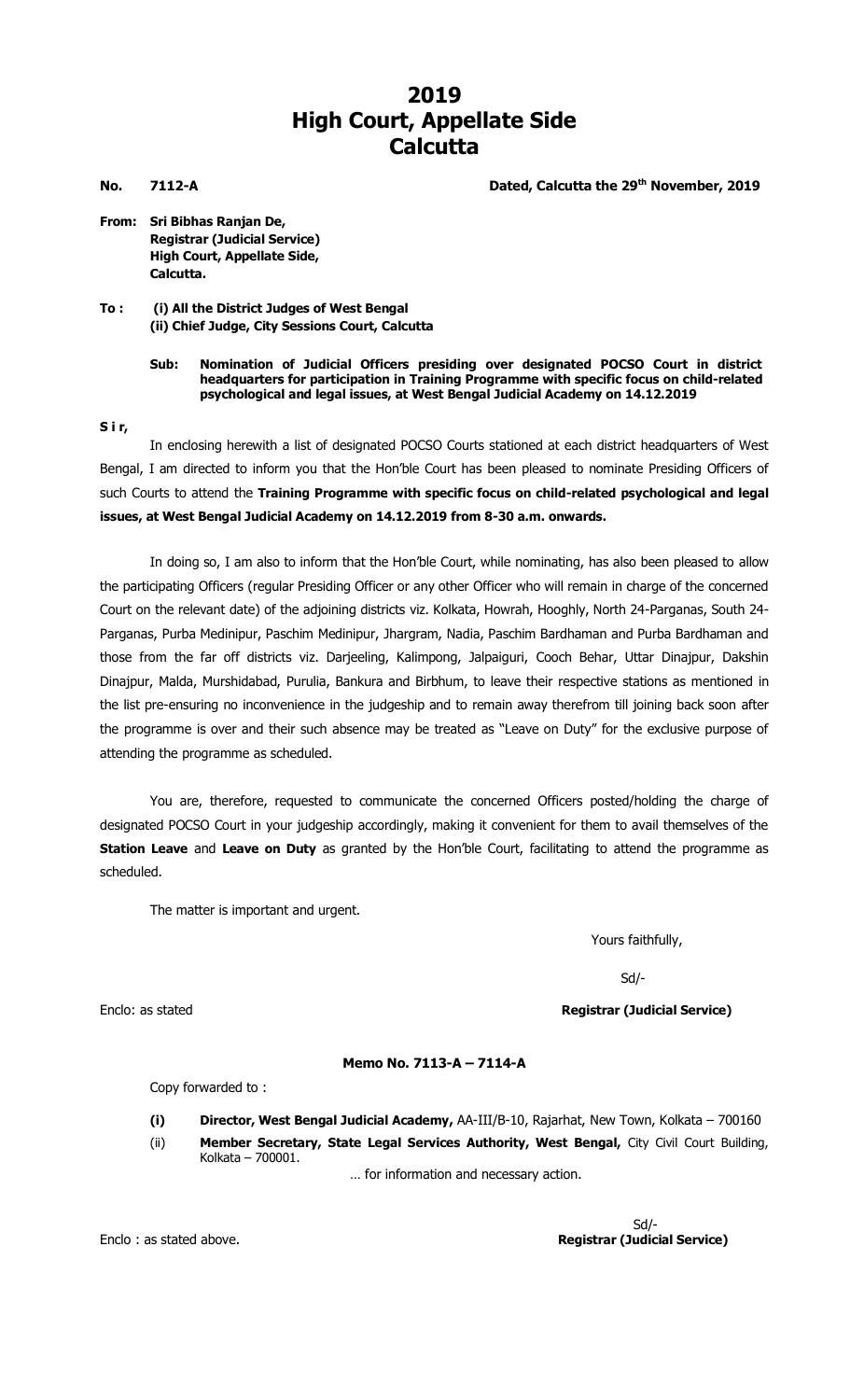# 2019
# High Court, Appellate Side
# Calcutta

**No. 7112-A** **Dated, Calcutta the 29th November, 2019**

**From: Sri Bibhas Ranjan De,**
**Registrar (Judicial Service)**
**High Court, Appellate Side,**
**Calcutta.**

**To : (i) All the District Judges of West Bengal**
**(ii) Chief Judge, City Sessions Court, Calcutta**

**Sub: Nomination of Judicial Officers presiding over designated POCSO Court in district headquarters for participation in Training Programme with specific focus on child-related psychological and legal issues, at West Bengal Judicial Academy on 14.12.2019**

**S i r,**

In enclosing herewith a list of designated POCSO Courts stationed at each district headquarters of West Bengal, I am directed to inform you that the Hon'ble Court has been pleased to nominate Presiding Officers of such Courts to attend the **Training Programme with specific focus on child-related psychological and legal issues, at West Bengal Judicial Academy on 14.12.2019 from 8-30 a.m. onwards.**

In doing so, I am also to inform that the Hon'ble Court, while nominating, has also been pleased to allow the participating Officers (regular Presiding Officer or any other Officer who will remain in charge of the concerned Court on the relevant date) of the adjoining districts viz. Kolkata, Howrah, Hooghly, North 24-Parganas, South 24-Parganas, Purba Medinipur, Paschim Medinipur, Jhargram, Nadia, Paschim Bardhaman and Purba Bardhaman and those from the far off districts viz. Darjeeling, Kalimpong, Jalpaiguri, Cooch Behar, Uttar Dinajpur, Dakshin Dinajpur, Malda, Murshidabad, Purulia, Bankura and Birbhum, to leave their respective stations as mentioned in the list pre-ensuring no inconvenience in the judgeship and to remain away therefrom till joining back soon after the programme is over and their such absence may be treated as "Leave on Duty" for the exclusive purpose of attending the programme as scheduled.

You are, therefore, requested to communicate the concerned Officers posted/holding the charge of designated POCSO Court in your judgeship accordingly, making it convenient for them to avail themselves of the **Station Leave** and **Leave on Duty** as granted by the Hon'ble Court, facilitating to attend the programme as scheduled.

The matter is important and urgent.

Yours faithfully,

Sd/-

Enclo: as stated **Registrar (Judicial Service)**

**Memo No. 7113-A – 7114-A**

Copy forwarded to :

- **(i) Director, West Bengal Judicial Academy,** AA-III/B-10, Rajarhat, New Town, Kolkata – 700160
- (ii) **Member Secretary, State Legal Services Authority, West Bengal,** City Civil Court Building, Kolkata – 700001.

… for information and necessary action.

Sd/-

Enclo : as stated above. **Registrar (Judicial Service)**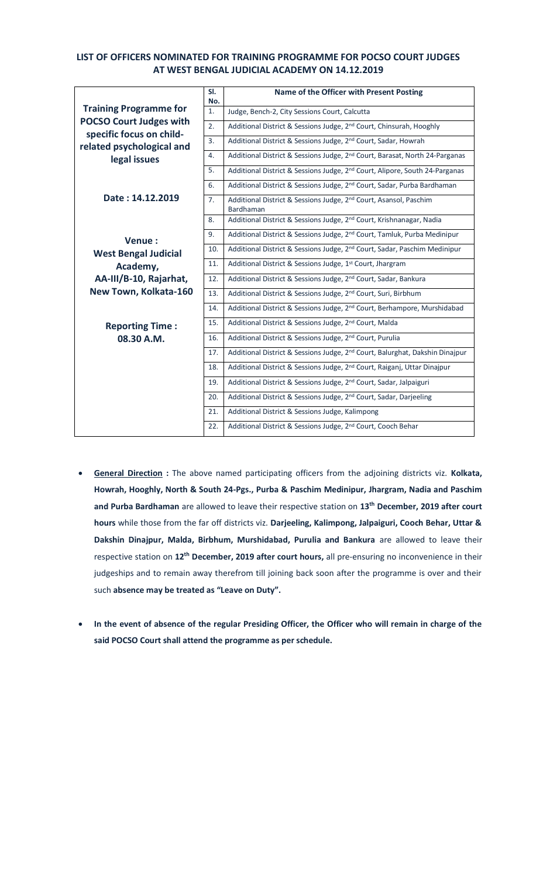## LIST OF OFFICERS NOMINATED FOR TRAINING PROGRAMME FOR POCSO COURT JUDGES AT WEST BENGAL JUDICIAL ACADEMY ON 14.12.2019

| | Sl. No. | Name of the Officer with Present Posting |
|---|---|---|
| **Training Programme for POCSO Court Judges with specific focus on child-related psychological and legal issues** | 1. | Judge, Bench-2, City Sessions Court, Calcutta |
| | 2. | Additional District & Sessions Judge, 2nd Court, Chinsurah, Hooghly |
| | 3. | Additional District & Sessions Judge, 2nd Court, Sadar, Howrah |
| | 4. | Additional District & Sessions Judge, 2nd Court, Barasat, North 24-Parganas |
| | 5. | Additional District & Sessions Judge, 2nd Court, Alipore, South 24-Parganas |
| **Date : 14.12.2019** | 6. | Additional District & Sessions Judge, 2nd Court, Sadar, Purba Bardhaman |
| | 7. | Additional District & Sessions Judge, 2nd Court, Asansol, Paschim Bardhaman |
| | 8. | Additional District & Sessions Judge, 2nd Court, Krishnanagar, Nadia |
| **Venue : West Bengal Judicial Academy, AA-III/B-10, Rajarhat, New Town, Kolkata-160** | 9. | Additional District & Sessions Judge, 2nd Court, Tamluk, Purba Medinipur |
| | 10. | Additional District & Sessions Judge, 2nd Court, Sadar, Paschim Medinipur |
| | 11. | Additional District & Sessions Judge, 1st Court, Jhargram |
| | 12. | Additional District & Sessions Judge, 2nd Court, Sadar, Bankura |
| | 13. | Additional District & Sessions Judge, 2nd Court, Suri, Birbhum |
| | 14. | Additional District & Sessions Judge, 2nd Court, Berhampore, Murshidabad |
| **Reporting Time : 08.30 A.M.** | 15. | Additional District & Sessions Judge, 2nd Court, Malda |
| | 16. | Additional District & Sessions Judge, 2nd Court, Purulia |
| | 17. | Additional District & Sessions Judge, 2nd Court, Balurghat, Dakshin Dinajpur |
| | 18. | Additional District & Sessions Judge, 2nd Court, Raiganj, Uttar Dinajpur |
| | 19. | Additional District & Sessions Judge, 2nd Court, Sadar, Jalpaiguri |
| | 20. | Additional District & Sessions Judge, 2nd Court, Sadar, Darjeeling |
| | 21. | Additional District & Sessions Judge, Kalimpong |
| | 22. | Additional District & Sessions Judge, 2nd Court, Cooch Behar |

- **General Direction :** The above named participating officers from the adjoining districts viz. **Kolkata, Howrah, Hooghly, North & South 24-Pgs., Purba & Paschim Medinipur, Jhargram, Nadia and Paschim and Purba Bardhaman** are allowed to leave their respective station on **13th December, 2019 after court hours** while those from the far off districts viz. **Darjeeling, Kalimpong, Jalpaiguri, Cooch Behar, Uttar & Dakshin Dinajpur, Malda, Birbhum, Murshidabad, Purulia and Bankura** are allowed to leave their respective station on **12th December, 2019 after court hours,** all pre-ensuring no inconvenience in their judgeships and to remain away therefrom till joining back soon after the programme is over and their such **absence may be treated as "Leave on Duty".**

- **In the event of absence of the regular Presiding Officer, the Officer who will remain in charge of the said POCSO Court shall attend the programme as per schedule.**